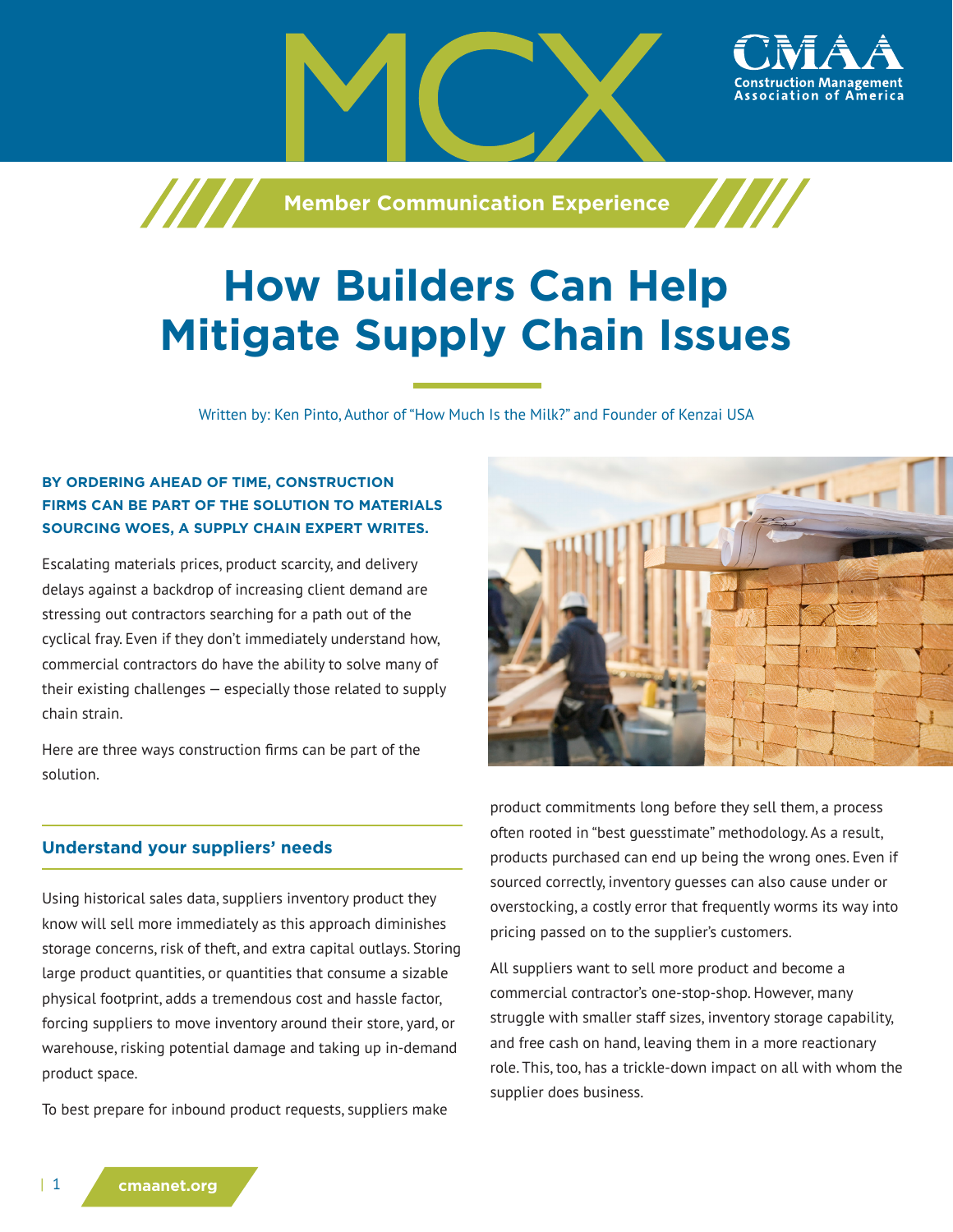MCX

Member Communication Experience

# How Builders Can Help Mitigate Supply Chain Issues

Written by: Ken Pinto, Author of "How Much Is the Milk?" and Founder of Kenzai USA

**BY ORDERING AHEAD OF TIME, CONSTRUCTION FIRMS CAN BE PART OF THE SOLUTION TO MATERIALS SOURCING WOES, A SUPPLY CHAIN EXPERT WRITES.**

Escalating materials prices, product scarcity, and delivery delays against a backdrop of increasing client demand are stressing out contractors searching for a path out of the cyclical fray. Even if they don't immediately understand how, commercial contractors do have the ability to solve many of their existing challenges – especially those related to supply chain strain.

Here are three ways construction firms can be part of the solution.

## Understand your suppliers' needs

Using historical sales data, suppliers inventory product they know will sell more immediately as this approach diminishes storage concerns, risk of theft, and extra capital outlays. Storing large product quantities, or quantities that consume a sizable physical footprint, adds a tremendous cost and hassle factor, forcing suppliers to move inventory around their store, yard, or warehouse, risking potential damage and taking up in-demand product space.

To best prepare for inbound product requests, suppliers make product commitments long before they sell them, a process often rooted in "best guesstimate" methodology. As a result, products purchased can end up being the wrong ones. Even if sourced correctly, inventory guesses can also cause under or overstocking, a costly error that frequently worms its way into pricing passed on to the supplier's customers.

All suppliers want to sell more product and become a commercial contractor's one-stop-shop. However, many struggle with smaller staff sizes, inventory storage capability, and free cash on hand, leaving them in a more reactionary role. This, too, has a trickle-down impact on all with whom the supplier does business.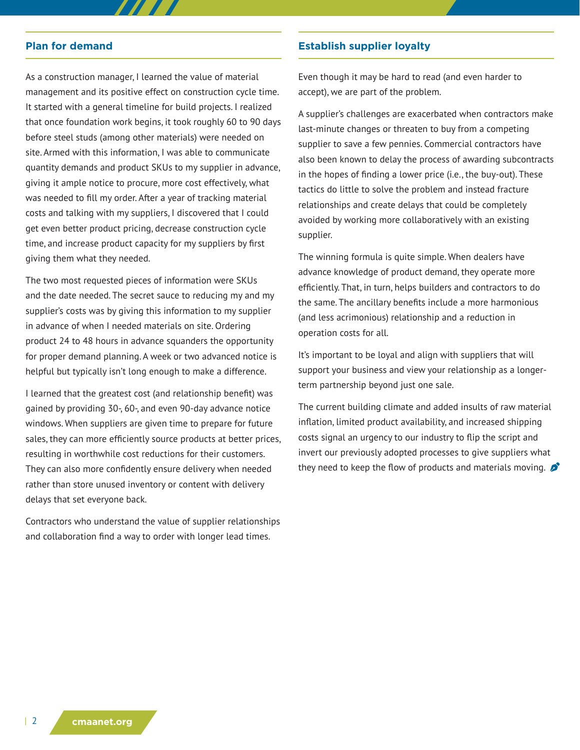## Plan for demand

As a construction manager, I learned the value of material management and its positive effect on construction cycle time. It started with a general timeline for build projects. I realized that once foundation work begins, it took roughly 60 to 90 days before steel studs (among other materials) were needed on site. Armed with this information, I was able to communicate quantity demands and product SKUs to my supplier in advance, giving it ample notice to procure, more cost effectively, what was needed to fill my order. After a year of tracking material costs and talking with my suppliers, I discovered that I could get even better product pricing, decrease construction cycle time, and increase product capacity for my suppliers by first giving them what they needed.

The two most requested pieces of information were SKUs and the date needed. The secret sauce to reducing my and my supplier's costs was by giving this information to my supplier in advance of when I needed materials on site. Ordering product 24 to 48 hours in advance squanders the opportunity for proper demand planning. A week or two advanced notice is helpful but typically isn't long enough to make a difference.

I learned that the greatest cost (and relationship benefit) was gained by providing 30-, 60-, and even 90-day advance notice windows. When suppliers are given time to prepare for future sales, they can more efficiently source products at better prices, resulting in worthwhile cost reductions for their customers. They can also more confidently ensure delivery when needed rather than store unused inventory or content with delivery delays that set everyone back.

Contractors who understand the value of supplier relationships and collaboration find a way to order with longer lead times.

## Establish supplier loyalty

Even though it may be hard to read (and even harder to accept), we are part of the problem.

A supplier's challenges are exacerbated when contractors make last-minute changes or threaten to buy from a competing supplier to save a few pennies. Commercial contractors have also been known to delay the process of awarding subcontracts in the hopes of finding a lower price (i.e., the buy-out). These tactics do little to solve the problem and instead fracture relationships and create delays that could be completely avoided by working more collaboratively with an existing supplier.

The winning formula is quite simple. When dealers have advance knowledge of product demand, they operate more efficiently. That, in turn, helps builders and contractors to do the same. The ancillary benefits include a more harmonious (and less acrimonious) relationship and a reduction in operation costs for all.

It's important to be loyal and align with suppliers that will support your business and view your relationship as a longer-term partnership beyond just one sale.

The current building climate and added insults of raw material inflation, limited product availability, and increased shipping costs signal an urgency to our industry to flip the script and invert our previously adopted processes to give suppliers what they need to keep the flow of products and materials moving.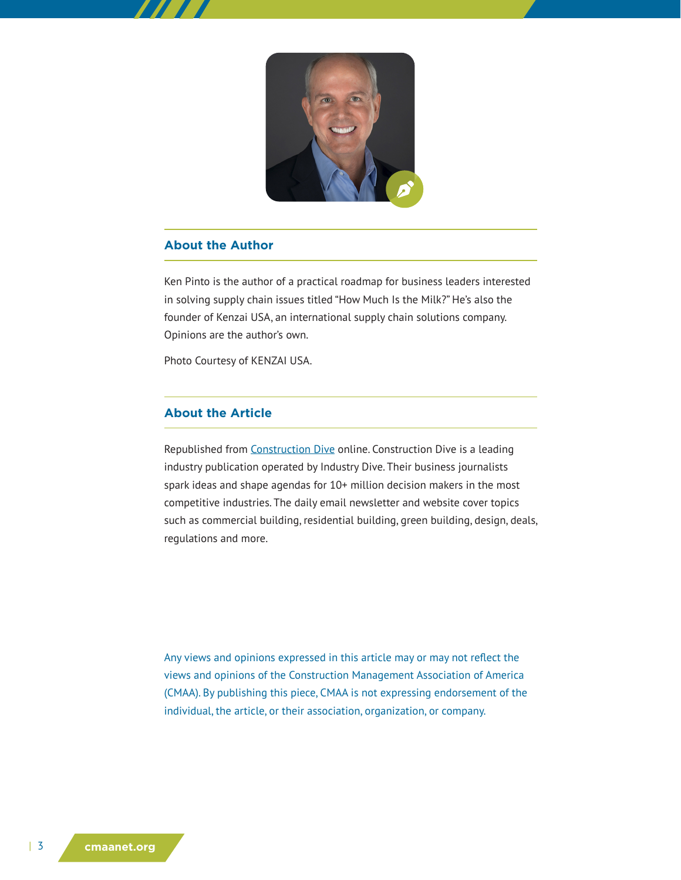## About the Author

Ken Pinto is the author of a practical roadmap for business leaders interested in solving supply chain issues titled "How Much Is the Milk?" He's also the founder of Kenzai USA, an international supply chain solutions company. Opinions are the author's own.

Photo Courtesy of KENZAI USA.

## About the Article

Republished from Construction Dive online. Construction Dive is a leading industry publication operated by Industry Dive. Their business journalists spark ideas and shape agendas for 10+ million decision makers in the most competitive industries. The daily email newsletter and website cover topics such as commercial building, residential building, green building, design, deals, regulations and more.

Any views and opinions expressed in this article may or may not reflect the views and opinions of the Construction Management Association of America (CMAA). By publishing this piece, CMAA is not expressing endorsement of the individual, the article, or their association, organization, or company.